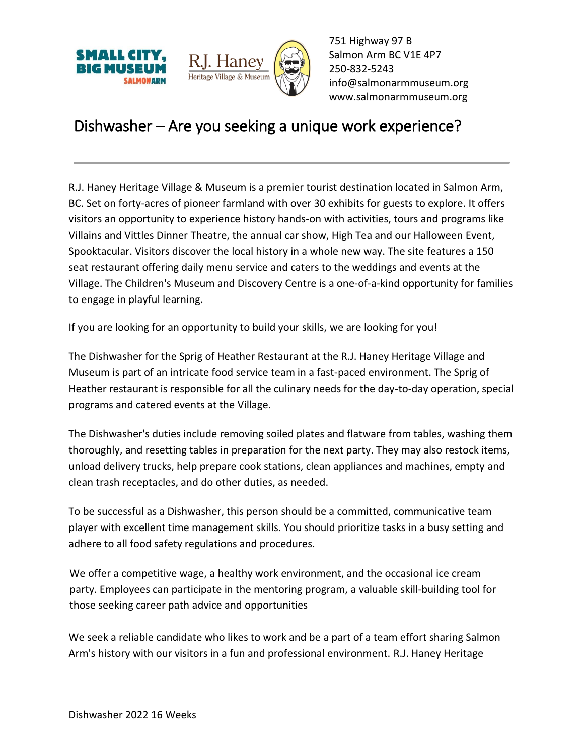751 Highway 97 B
Salmon Arm BC V1E 4P7
250-832-5243
info@salmonarmmuseum.org
www.salmonarmmuseum.org

# Dishwasher – Are you seeking a unique work experience?

---

R.J. Haney Heritage Village & Museum is a premier tourist destination located in Salmon Arm, BC. Set on forty-acres of pioneer farmland with over 30 exhibits for guests to explore. It offers visitors an opportunity to experience history hands-on with activities, tours and programs like Villains and Vittles Dinner Theatre, the annual car show, High Tea and our Halloween Event, Spooktacular. Visitors discover the local history in a whole new way. The site features a 150 seat restaurant offering daily menu service and caters to the weddings and events at the Village. The Children's Museum and Discovery Centre is a one-of-a-kind opportunity for families to engage in playful learning.

If you are looking for an opportunity to build your skills, we are looking for you!

The Dishwasher for the Sprig of Heather Restaurant at the R.J. Haney Heritage Village and Museum is part of an intricate food service team in a fast-paced environment. The Sprig of Heather restaurant is responsible for all the culinary needs for the day-to-day operation, special programs and catered events at the Village.

The Dishwasher's duties include removing soiled plates and flatware from tables, washing them thoroughly, and resetting tables in preparation for the next party. They may also restock items, unload delivery trucks, help prepare cook stations, clean appliances and machines, empty and clean trash receptacles, and do other duties, as needed.

To be successful as a Dishwasher, this person should be a committed, communicative team player with excellent time management skills. You should prioritize tasks in a busy setting and adhere to all food safety regulations and procedures.

We offer a competitive wage, a healthy work environment, and the occasional ice cream party. Employees can participate in the mentoring program, a valuable skill-building tool for those seeking career path advice and opportunities

We seek a reliable candidate who likes to work and be a part of a team effort sharing Salmon Arm's history with our visitors in a fun and professional environment. R.J. Haney Heritage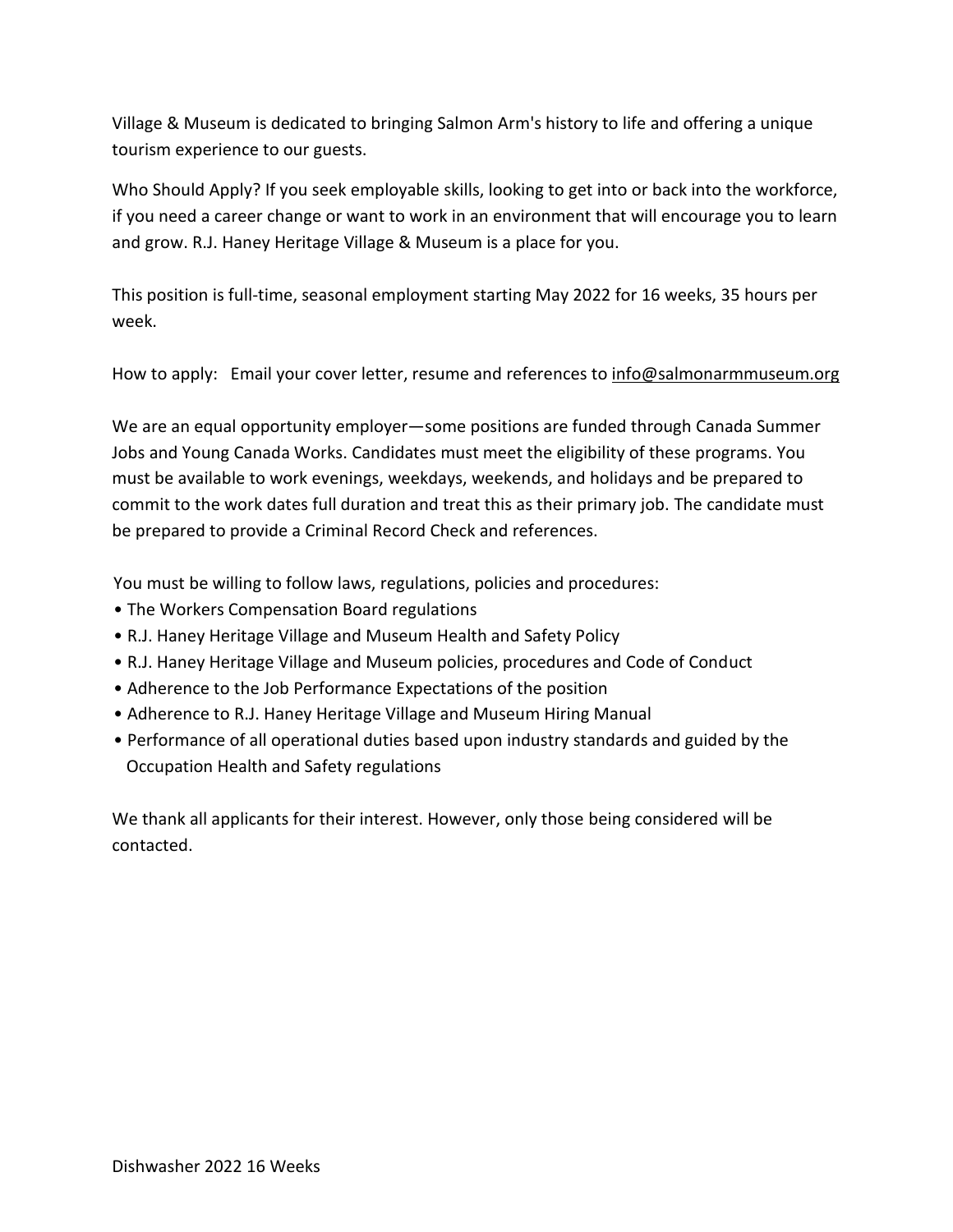Village & Museum is dedicated to bringing Salmon Arm's history to life and offering a unique tourism experience to our guests.

Who Should Apply? If you seek employable skills, looking to get into or back into the workforce, if you need a career change or want to work in an environment that will encourage you to learn and grow. R.J. Haney Heritage Village & Museum is a place for you.

This position is full-time, seasonal employment starting May 2022 for 16 weeks, 35 hours per week.

How to apply: Email your cover letter, resume and references to info@salmonarmmuseum.org

We are an equal opportunity employer—some positions are funded through Canada Summer Jobs and Young Canada Works. Candidates must meet the eligibility of these programs. You must be available to work evenings, weekdays, weekends, and holidays and be prepared to commit to the work dates full duration and treat this as their primary job. The candidate must be prepared to provide a Criminal Record Check and references.

You must be willing to follow laws, regulations, policies and procedures:

- The Workers Compensation Board regulations
- R.J. Haney Heritage Village and Museum Health and Safety Policy
- R.J. Haney Heritage Village and Museum policies, procedures and Code of Conduct
- Adherence to the Job Performance Expectations of the position
- Adherence to R.J. Haney Heritage Village and Museum Hiring Manual
- Performance of all operational duties based upon industry standards and guided by the Occupation Health and Safety regulations

We thank all applicants for their interest. However, only those being considered will be contacted.